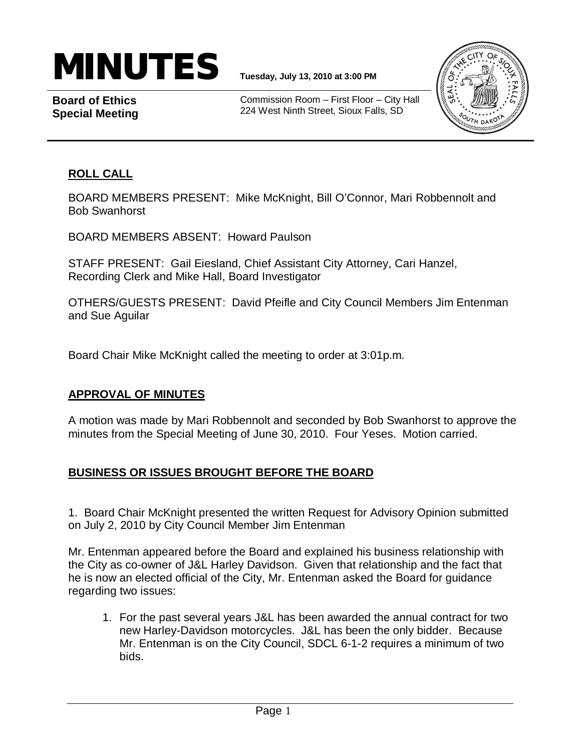# MINUTES

**Board of Ethics Special Meeting**

**Tuesday, July 13, 2010 at 3:00 PM**

Commission Room – First Floor – City Hall
224 West Ninth Street, Sioux Falls, SD

## ROLL CALL

BOARD MEMBERS PRESENT: Mike McKnight, Bill O'Connor, Mari Robbennolt and Bob Swanhorst

BOARD MEMBERS ABSENT: Howard Paulson

STAFF PRESENT: Gail Eiesland, Chief Assistant City Attorney, Cari Hanzel, Recording Clerk and Mike Hall, Board Investigator

OTHERS/GUESTS PRESENT: David Pfeifle and City Council Members Jim Entenman and Sue Aguilar

Board Chair Mike McKnight called the meeting to order at 3:01p.m.

## APPROVAL OF MINUTES

A motion was made by Mari Robbennolt and seconded by Bob Swanhorst to approve the minutes from the Special Meeting of June 30, 2010. Four Yeses. Motion carried.

## BUSINESS OR ISSUES BROUGHT BEFORE THE BOARD

1. Board Chair McKnight presented the written Request for Advisory Opinion submitted on July 2, 2010 by City Council Member Jim Entenman

Mr. Entenman appeared before the Board and explained his business relationship with the City as co-owner of J&L Harley Davidson. Given that relationship and the fact that he is now an elected official of the City, Mr. Entenman asked the Board for guidance regarding two issues:

1. For the past several years J&L has been awarded the annual contract for two new Harley-Davidson motorcycles. J&L has been the only bidder. Because Mr. Entenman is on the City Council, SDCL 6-1-2 requires a minimum of two bids.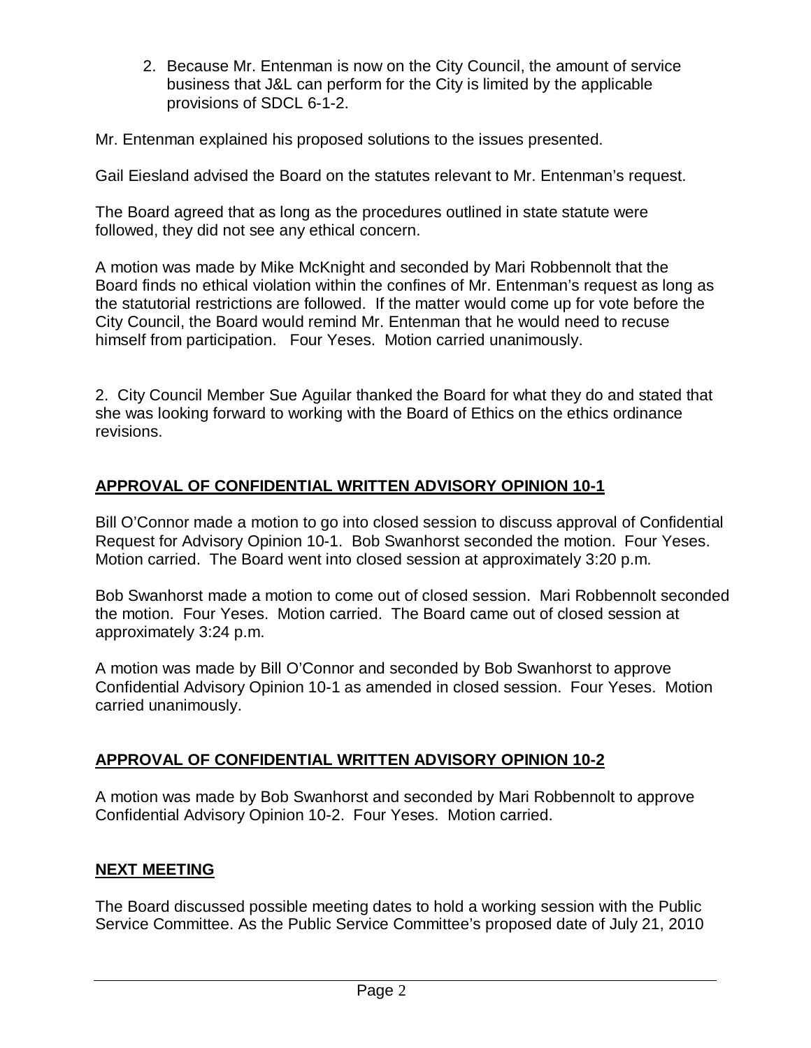2. Because Mr. Entenman is now on the City Council, the amount of service business that J&L can perform for the City is limited by the applicable provisions of SDCL 6-1-2.

Mr. Entenman explained his proposed solutions to the issues presented.

Gail Eiesland advised the Board on the statutes relevant to Mr. Entenman's request.

The Board agreed that as long as the procedures outlined in state statute were followed, they did not see any ethical concern.

A motion was made by Mike McKnight and seconded by Mari Robbennolt that the Board finds no ethical violation within the confines of Mr. Entenman's request as long as the statutorial restrictions are followed. If the matter would come up for vote before the City Council, the Board would remind Mr. Entenman that he would need to recuse himself from participation. Four Yeses. Motion carried unanimously.

2. City Council Member Sue Aguilar thanked the Board for what they do and stated that she was looking forward to working with the Board of Ethics on the ethics ordinance revisions.

## APPROVAL OF CONFIDENTIAL WRITTEN ADVISORY OPINION 10-1

Bill O'Connor made a motion to go into closed session to discuss approval of Confidential Request for Advisory Opinion 10-1. Bob Swanhorst seconded the motion. Four Yeses. Motion carried. The Board went into closed session at approximately 3:20 p.m.

Bob Swanhorst made a motion to come out of closed session. Mari Robbennolt seconded the motion. Four Yeses. Motion carried. The Board came out of closed session at approximately 3:24 p.m.

A motion was made by Bill O'Connor and seconded by Bob Swanhorst to approve Confidential Advisory Opinion 10-1 as amended in closed session. Four Yeses. Motion carried unanimously.

## APPROVAL OF CONFIDENTIAL WRITTEN ADVISORY OPINION 10-2

A motion was made by Bob Swanhorst and seconded by Mari Robbennolt to approve Confidential Advisory Opinion 10-2. Four Yeses. Motion carried.

## NEXT MEETING

The Board discussed possible meeting dates to hold a working session with the Public Service Committee. As the Public Service Committee's proposed date of July 21, 2010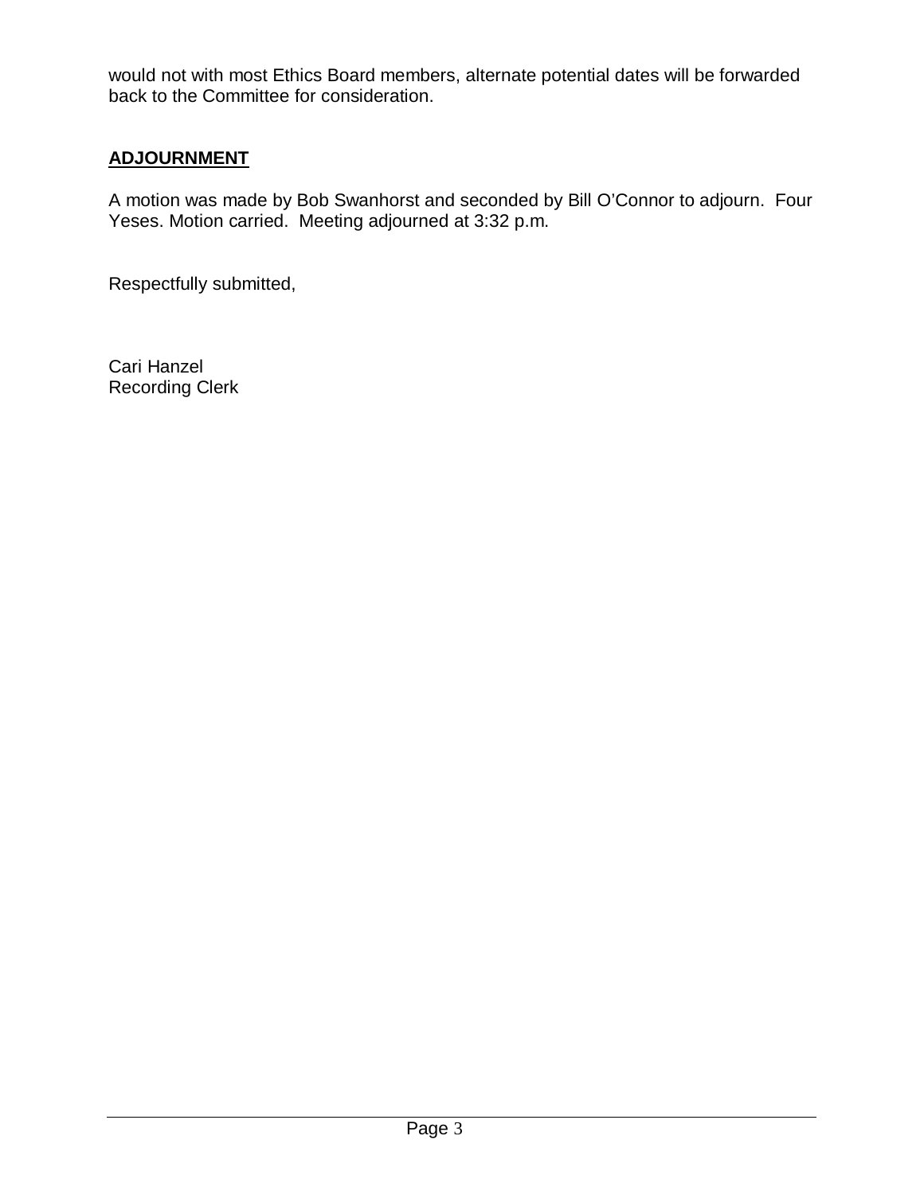would not with most Ethics Board members, alternate potential dates will be forwarded back to the Committee for consideration.

## **ADJOURNMENT**

A motion was made by Bob Swanhorst and seconded by Bill O'Connor to adjourn. Four Yeses. Motion carried. Meeting adjourned at 3:32 p.m.

Respectfully submitted,

Cari Hanzel
Recording Clerk